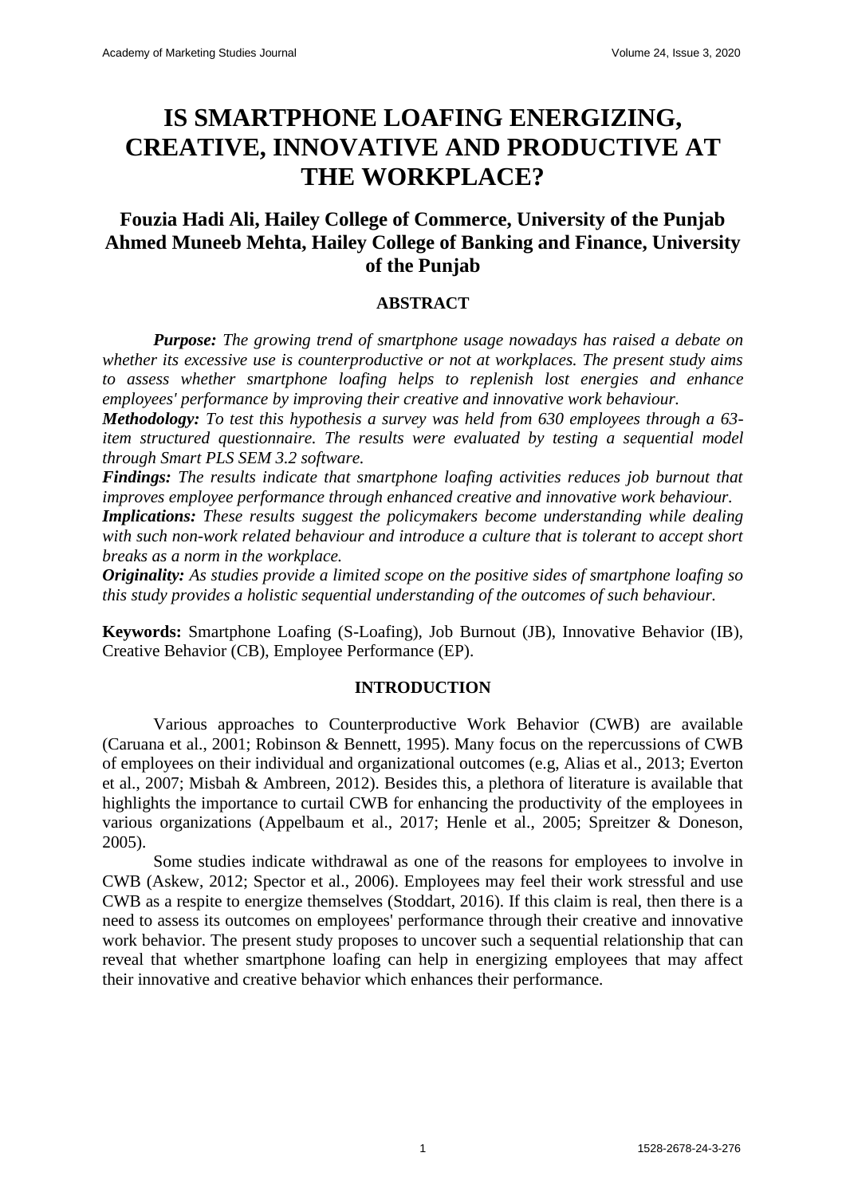# IS SMARTPHONE LOAFING ENERGIZING, CREATIVE, INNOVATIVE AND PRODUCTIVE AT THE WORKPLACE?

**Fouzia Hadi Ali, Hailey College of Commerce, University of the Punjab**
**Ahmed Muneeb Mehta, Hailey College of Banking and Finance, University of the Punjab**

## ABSTRACT

***Purpose:*** *The growing trend of smartphone usage nowadays has raised a debate on whether its excessive use is counterproductive or not at workplaces. The present study aims to assess whether smartphone loafing helps to replenish lost energies and enhance employees' performance by improving their creative and innovative work behaviour.*

***Methodology:*** *To test this hypothesis a survey was held from 630 employees through a 63-item structured questionnaire. The results were evaluated by testing a sequential model through Smart PLS SEM 3.2 software.*

***Findings:*** *The results indicate that smartphone loafing activities reduces job burnout that improves employee performance through enhanced creative and innovative work behaviour.*

***Implications:*** *These results suggest the policymakers become understanding while dealing with such non-work related behaviour and introduce a culture that is tolerant to accept short breaks as a norm in the workplace.*

***Originality:*** *As studies provide a limited scope on the positive sides of smartphone loafing so this study provides a holistic sequential understanding of the outcomes of such behaviour.*

**Keywords:** Smartphone Loafing (S-Loafing), Job Burnout (JB), Innovative Behavior (IB), Creative Behavior (CB), Employee Performance (EP).

## INTRODUCTION

Various approaches to Counterproductive Work Behavior (CWB) are available (Caruana et al., 2001; Robinson & Bennett, 1995). Many focus on the repercussions of CWB of employees on their individual and organizational outcomes (e.g, Alias et al., 2013; Everton et al., 2007; Misbah & Ambreen, 2012). Besides this, a plethora of literature is available that highlights the importance to curtail CWB for enhancing the productivity of the employees in various organizations (Appelbaum et al., 2017; Henle et al., 2005; Spreitzer & Doneson, 2005).

Some studies indicate withdrawal as one of the reasons for employees to involve in CWB (Askew, 2012; Spector et al., 2006). Employees may feel their work stressful and use CWB as a respite to energize themselves (Stoddart, 2016). If this claim is real, then there is a need to assess its outcomes on employees' performance through their creative and innovative work behavior. The present study proposes to uncover such a sequential relationship that can reveal that whether smartphone loafing can help in energizing employees that may affect their innovative and creative behavior which enhances their performance.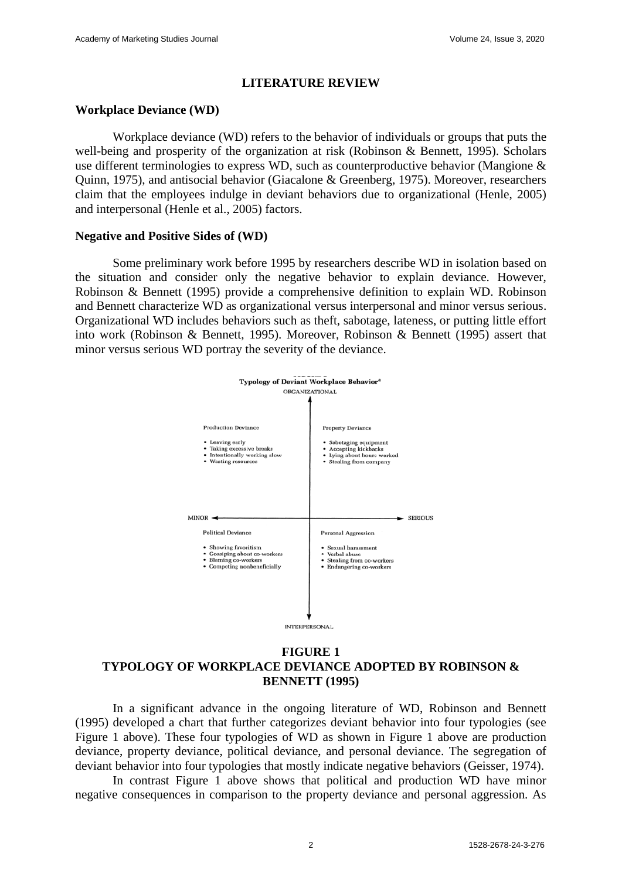## LITERATURE REVIEW

### Workplace Deviance (WD)

Workplace deviance (WD) refers to the behavior of individuals or groups that puts the well-being and prosperity of the organization at risk (Robinson & Bennett, 1995). Scholars use different terminologies to express WD, such as counterproductive behavior (Mangione & Quinn, 1975), and antisocial behavior (Giacalone & Greenberg, 1975). Moreover, researchers claim that the employees indulge in deviant behaviors due to organizational (Henle, 2005) and interpersonal (Henle et al., 2005) factors.

### Negative and Positive Sides of (WD)

Some preliminary work before 1995 by researchers describe WD in isolation based on the situation and consider only the negative behavior to explain deviance. However, Robinson & Bennett (1995) provide a comprehensive definition to explain WD. Robinson and Bennett characterize WD as organizational versus interpersonal and minor versus serious. Organizational WD includes behaviors such as theft, sabotage, lateness, or putting little effort into work (Robinson & Bennett, 1995). Moreover, Robinson & Bennett (1995) assert that minor versus serious WD portray the severity of the deviance.

**Typology of Deviant Workplace Behavior[a]**

ORGANIZATIONAL

| Production Deviance | Property Deviance |
|---|---|
| • Leaving early<br>• Taking excessive breaks<br>• Intentionally working slow<br>• Wasting resources | • Sabotaging equipment<br>• Accepting kickbacks<br>• Lying about hours worked<br>• Stealing from company |
| **Political Deviance** | **Personal Aggression** |
| • Showing favoritism<br>• Gossiping about co-workers<br>• Blaming co-workers<br>• Competing nonbeneficially | • Sexual harassment<br>• Verbal abuse<br>• Stealing from co-workers<br>• Endangering co-workers |

MINOR ← → SERIOUS

INTERPERSONAL

**FIGURE 1**
**TYPOLOGY OF WORKPLACE DEVIANCE ADOPTED BY ROBINSON & BENNETT (1995)**

In a significant advance in the ongoing literature of WD, Robinson and Bennett (1995) developed a chart that further categorizes deviant behavior into four typologies (see Figure 1 above). These four typologies of WD as shown in Figure 1 above are production deviance, property deviance, political deviance, and personal deviance. The segregation of deviant behavior into four typologies that mostly indicate negative behaviors (Geisser, 1974).

In contrast Figure 1 above shows that political and production WD have minor negative consequences in comparison to the property deviance and personal aggression. As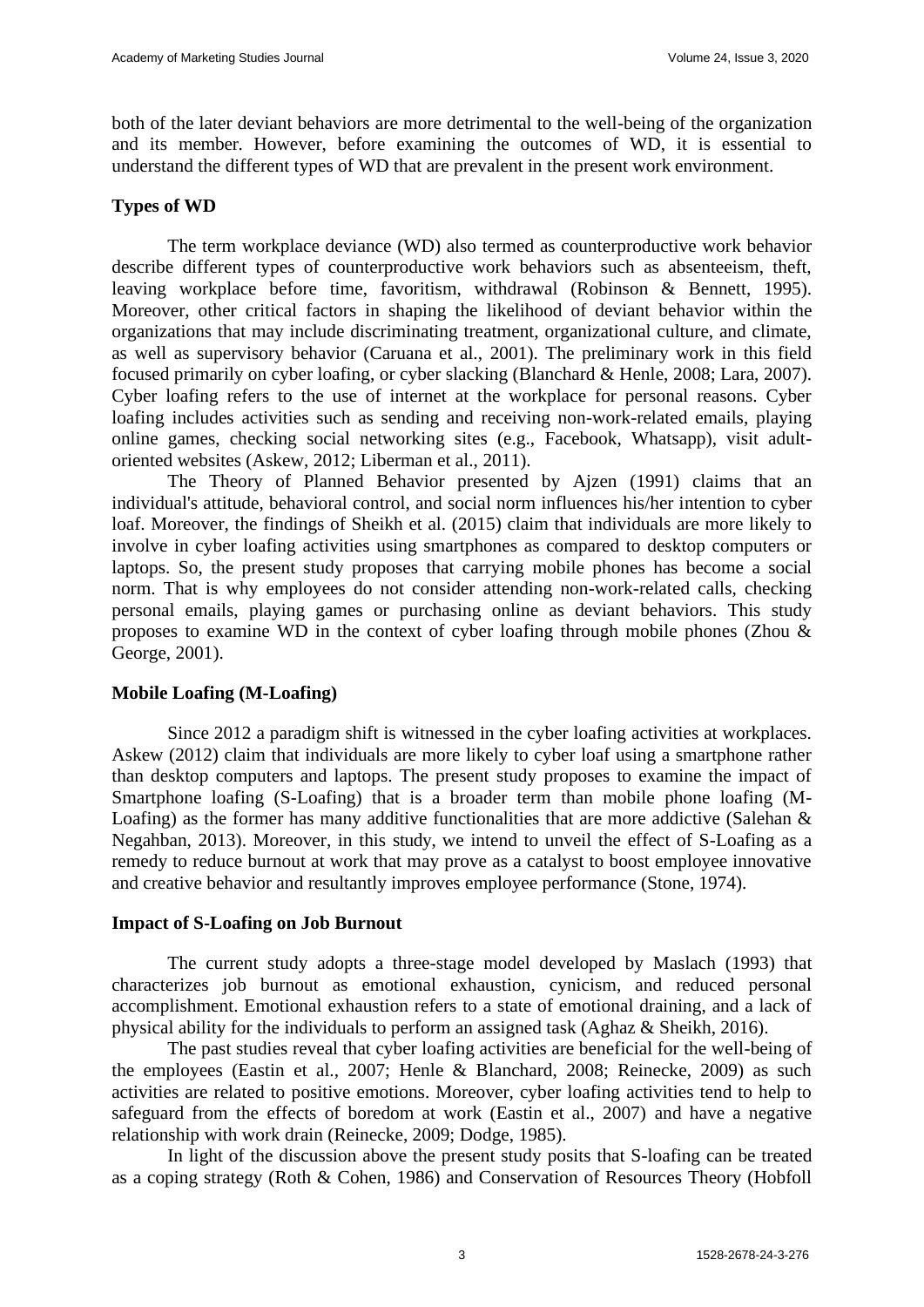both of the later deviant behaviors are more detrimental to the well-being of the organization and its member. However, before examining the outcomes of WD, it is essential to understand the different types of WD that are prevalent in the present work environment.

## Types of WD

The term workplace deviance (WD) also termed as counterproductive work behavior describe different types of counterproductive work behaviors such as absenteeism, theft, leaving workplace before time, favoritism, withdrawal (Robinson & Bennett, 1995). Moreover, other critical factors in shaping the likelihood of deviant behavior within the organizations that may include discriminating treatment, organizational culture, and climate, as well as supervisory behavior (Caruana et al., 2001). The preliminary work in this field focused primarily on cyber loafing, or cyber slacking (Blanchard & Henle, 2008; Lara, 2007). Cyber loafing refers to the use of internet at the workplace for personal reasons. Cyber loafing includes activities such as sending and receiving non-work-related emails, playing online games, checking social networking sites (e.g., Facebook, Whatsapp), visit adult-oriented websites (Askew, 2012; Liberman et al., 2011).

The Theory of Planned Behavior presented by Ajzen (1991) claims that an individual's attitude, behavioral control, and social norm influences his/her intention to cyber loaf. Moreover, the findings of Sheikh et al. (2015) claim that individuals are more likely to involve in cyber loafing activities using smartphones as compared to desktop computers or laptops. So, the present study proposes that carrying mobile phones has become a social norm. That is why employees do not consider attending non-work-related calls, checking personal emails, playing games or purchasing online as deviant behaviors. This study proposes to examine WD in the context of cyber loafing through mobile phones (Zhou & George, 2001).

## Mobile Loafing (M-Loafing)

Since 2012 a paradigm shift is witnessed in the cyber loafing activities at workplaces. Askew (2012) claim that individuals are more likely to cyber loaf using a smartphone rather than desktop computers and laptops. The present study proposes to examine the impact of Smartphone loafing (S-Loafing) that is a broader term than mobile phone loafing (M-Loafing) as the former has many additive functionalities that are more addictive (Salehan & Negahban, 2013). Moreover, in this study, we intend to unveil the effect of S-Loafing as a remedy to reduce burnout at work that may prove as a catalyst to boost employee innovative and creative behavior and resultantly improves employee performance (Stone, 1974).

## Impact of S-Loafing on Job Burnout

The current study adopts a three-stage model developed by Maslach (1993) that characterizes job burnout as emotional exhaustion, cynicism, and reduced personal accomplishment. Emotional exhaustion refers to a state of emotional draining, and a lack of physical ability for the individuals to perform an assigned task (Aghaz & Sheikh, 2016).

The past studies reveal that cyber loafing activities are beneficial for the well-being of the employees (Eastin et al., 2007; Henle & Blanchard, 2008; Reinecke, 2009) as such activities are related to positive emotions. Moreover, cyber loafing activities tend to help to safeguard from the effects of boredom at work (Eastin et al., 2007) and have a negative relationship with work drain (Reinecke, 2009; Dodge, 1985).

In light of the discussion above the present study posits that S-loafing can be treated as a coping strategy (Roth & Cohen, 1986) and Conservation of Resources Theory (Hobfoll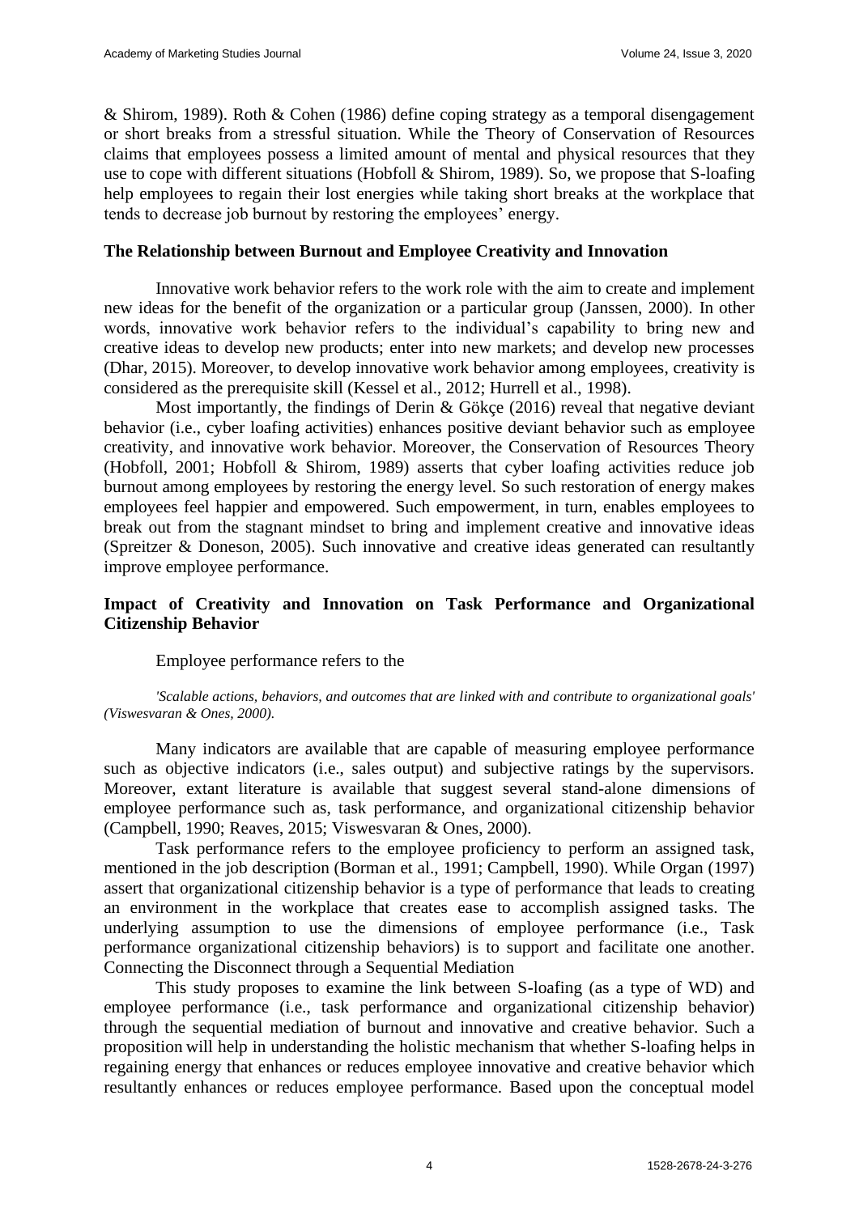& Shirom, 1989). Roth & Cohen (1986) define coping strategy as a temporal disengagement or short breaks from a stressful situation. While the Theory of Conservation of Resources claims that employees possess a limited amount of mental and physical resources that they use to cope with different situations (Hobfoll & Shirom, 1989). So, we propose that S-loafing help employees to regain their lost energies while taking short breaks at the workplace that tends to decrease job burnout by restoring the employees' energy.

### The Relationship between Burnout and Employee Creativity and Innovation

Innovative work behavior refers to the work role with the aim to create and implement new ideas for the benefit of the organization or a particular group (Janssen, 2000). In other words, innovative work behavior refers to the individual's capability to bring new and creative ideas to develop new products; enter into new markets; and develop new processes (Dhar, 2015). Moreover, to develop innovative work behavior among employees, creativity is considered as the prerequisite skill (Kessel et al., 2012; Hurrell et al., 1998).

Most importantly, the findings of Derin & Gökçe (2016) reveal that negative deviant behavior (i.e., cyber loafing activities) enhances positive deviant behavior such as employee creativity, and innovative work behavior. Moreover, the Conservation of Resources Theory (Hobfoll, 2001; Hobfoll & Shirom, 1989) asserts that cyber loafing activities reduce job burnout among employees by restoring the energy level. So such restoration of energy makes employees feel happier and empowered. Such empowerment, in turn, enables employees to break out from the stagnant mindset to bring and implement creative and innovative ideas (Spreitzer & Doneson, 2005). Such innovative and creative ideas generated can resultantly improve employee performance.

### Impact of Creativity and Innovation on Task Performance and Organizational Citizenship Behavior

Employee performance refers to the

*'Scalable actions, behaviors, and outcomes that are linked with and contribute to organizational goals' (Viswesvaran & Ones, 2000).*

Many indicators are available that are capable of measuring employee performance such as objective indicators (i.e., sales output) and subjective ratings by the supervisors. Moreover, extant literature is available that suggest several stand-alone dimensions of employee performance such as, task performance, and organizational citizenship behavior (Campbell, 1990; Reaves, 2015; Viswesvaran & Ones, 2000).

Task performance refers to the employee proficiency to perform an assigned task, mentioned in the job description (Borman et al., 1991; Campbell, 1990). While Organ (1997) assert that organizational citizenship behavior is a type of performance that leads to creating an environment in the workplace that creates ease to accomplish assigned tasks. The underlying assumption to use the dimensions of employee performance (i.e., Task performance organizational citizenship behaviors) is to support and facilitate one another. Connecting the Disconnect through a Sequential Mediation

This study proposes to examine the link between S-loafing (as a type of WD) and employee performance (i.e., task performance and organizational citizenship behavior) through the sequential mediation of burnout and innovative and creative behavior. Such a proposition will help in understanding the holistic mechanism that whether S-loafing helps in regaining energy that enhances or reduces employee innovative and creative behavior which resultantly enhances or reduces employee performance. Based upon the conceptual model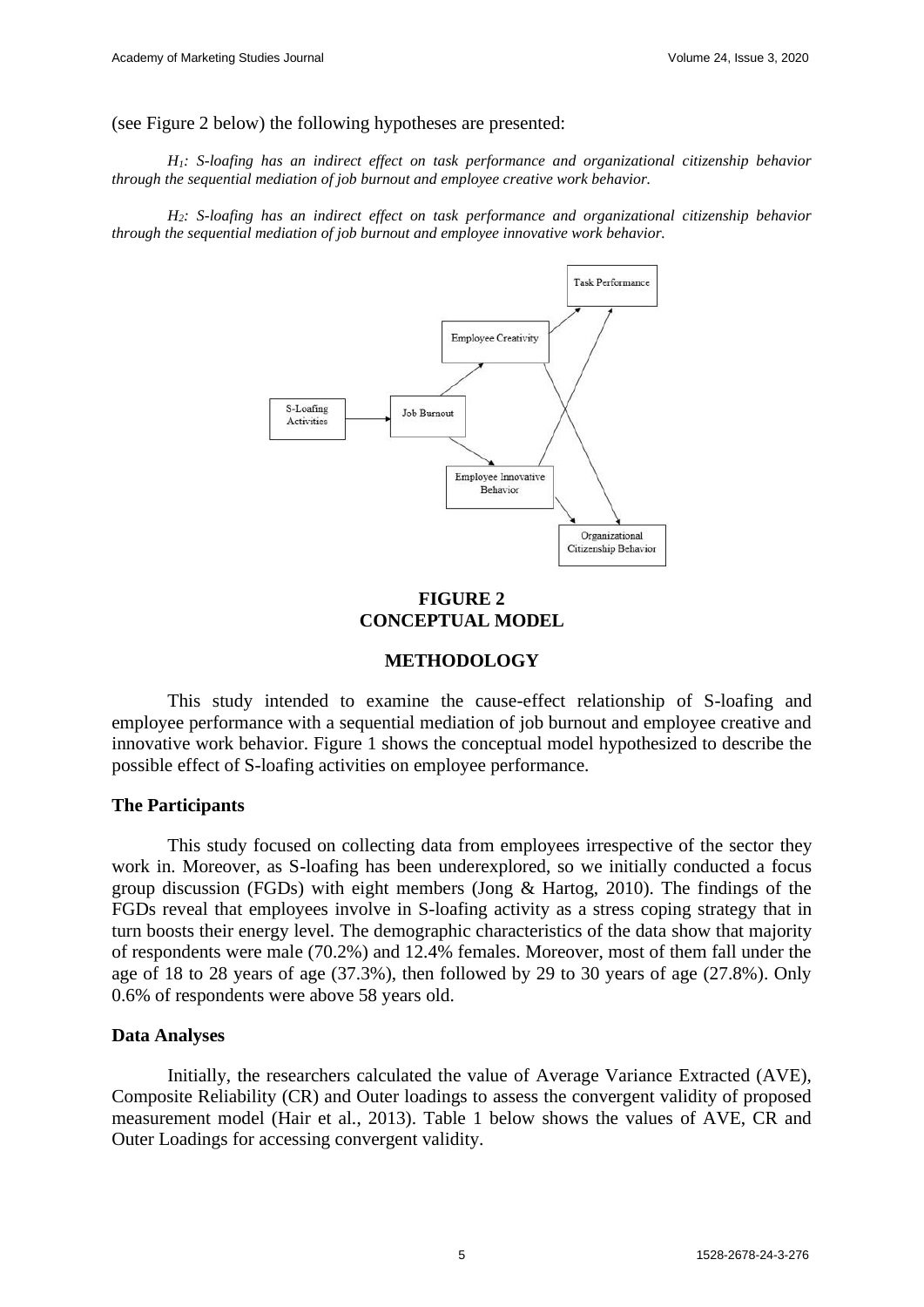(see Figure 2 below) the following hypotheses are presented:

*$H_1$: S-loafing has an indirect effect on task performance and organizational citizenship behavior through the sequential mediation of job burnout and employee creative work behavior.*

*$H_2$: S-loafing has an indirect effect on task performance and organizational citizenship behavior through the sequential mediation of job burnout and employee innovative work behavior.*

**FIGURE 2**
**CONCEPTUAL MODEL**

## METHODOLOGY

This study intended to examine the cause-effect relationship of S-loafing and employee performance with a sequential mediation of job burnout and employee creative and innovative work behavior. Figure 1 shows the conceptual model hypothesized to describe the possible effect of S-loafing activities on employee performance.

### The Participants

This study focused on collecting data from employees irrespective of the sector they work in. Moreover, as S-loafing has been underexplored, so we initially conducted a focus group discussion (FGDs) with eight members (Jong & Hartog, 2010). The findings of the FGDs reveal that employees involve in S-loafing activity as a stress coping strategy that in turn boosts their energy level. The demographic characteristics of the data show that majority of respondents were male (70.2%) and 12.4% females. Moreover, most of them fall under the age of 18 to 28 years of age (37.3%), then followed by 29 to 30 years of age (27.8%). Only 0.6% of respondents were above 58 years old.

### Data Analyses

Initially, the researchers calculated the value of Average Variance Extracted (AVE), Composite Reliability (CR) and Outer loadings to assess the convergent validity of proposed measurement model (Hair et al., 2013). Table 1 below shows the values of AVE, CR and Outer Loadings for accessing convergent validity.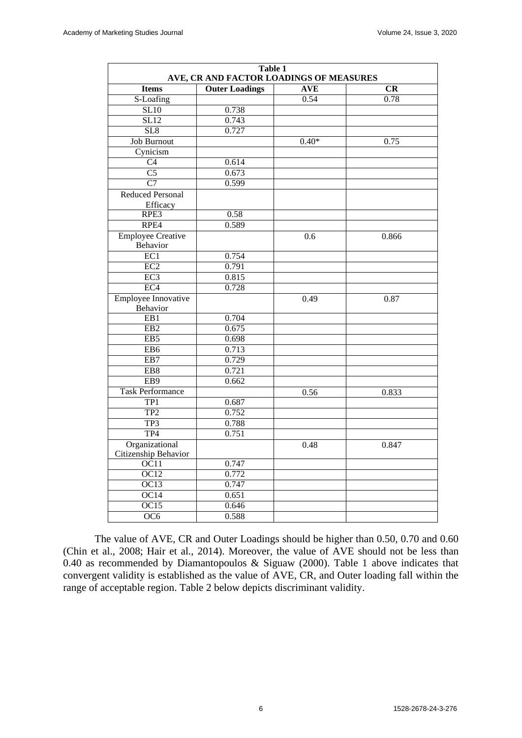**Table 1**
**AVE, CR AND FACTOR LOADINGS OF MEASURES**

| Items | Outer Loadings | AVE | CR |
|---|---|---|---|
| S-Loafing | | 0.54 | 0.78 |
| SL10 | 0.738 | | |
| SL12 | 0.743 | | |
| SL8 | 0.727 | | |
| Job Burnout | | 0.40* | 0.75 |
| Cynicism | | | |
| C4 | 0.614 | | |
| C5 | 0.673 | | |
| C7 | 0.599 | | |
| Reduced Personal Efficacy | | | |
| RPE3 | 0.58 | | |
| RPE4 | 0.589 | | |
| Employee Creative Behavior | | 0.6 | 0.866 |
| EC1 | 0.754 | | |
| EC2 | 0.791 | | |
| EC3 | 0.815 | | |
| EC4 | 0.728 | | |
| Employee Innovative Behavior | | 0.49 | 0.87 |
| EB1 | 0.704 | | |
| EB2 | 0.675 | | |
| EB5 | 0.698 | | |
| EB6 | 0.713 | | |
| EB7 | 0.729 | | |
| EB8 | 0.721 | | |
| EB9 | 0.662 | | |
| Task Performance | | 0.56 | 0.833 |
| TP1 | 0.687 | | |
| TP2 | 0.752 | | |
| TP3 | 0.788 | | |
| TP4 | 0.751 | | |
| Organizational Citizenship Behavior | | 0.48 | 0.847 |
| OC11 | 0.747 | | |
| OC12 | 0.772 | | |
| OC13 | 0.747 | | |
| OC14 | 0.651 | | |
| OC15 | 0.646 | | |
| OC6 | 0.588 | | |

The value of AVE, CR and Outer Loadings should be higher than 0.50, 0.70 and 0.60 (Chin et al., 2008; Hair et al., 2014). Moreover, the value of AVE should not be less than 0.40 as recommended by Diamantopoulos & Siguaw (2000). Table 1 above indicates that convergent validity is established as the value of AVE, CR, and Outer loading fall within the range of acceptable region. Table 2 below depicts discriminant validity.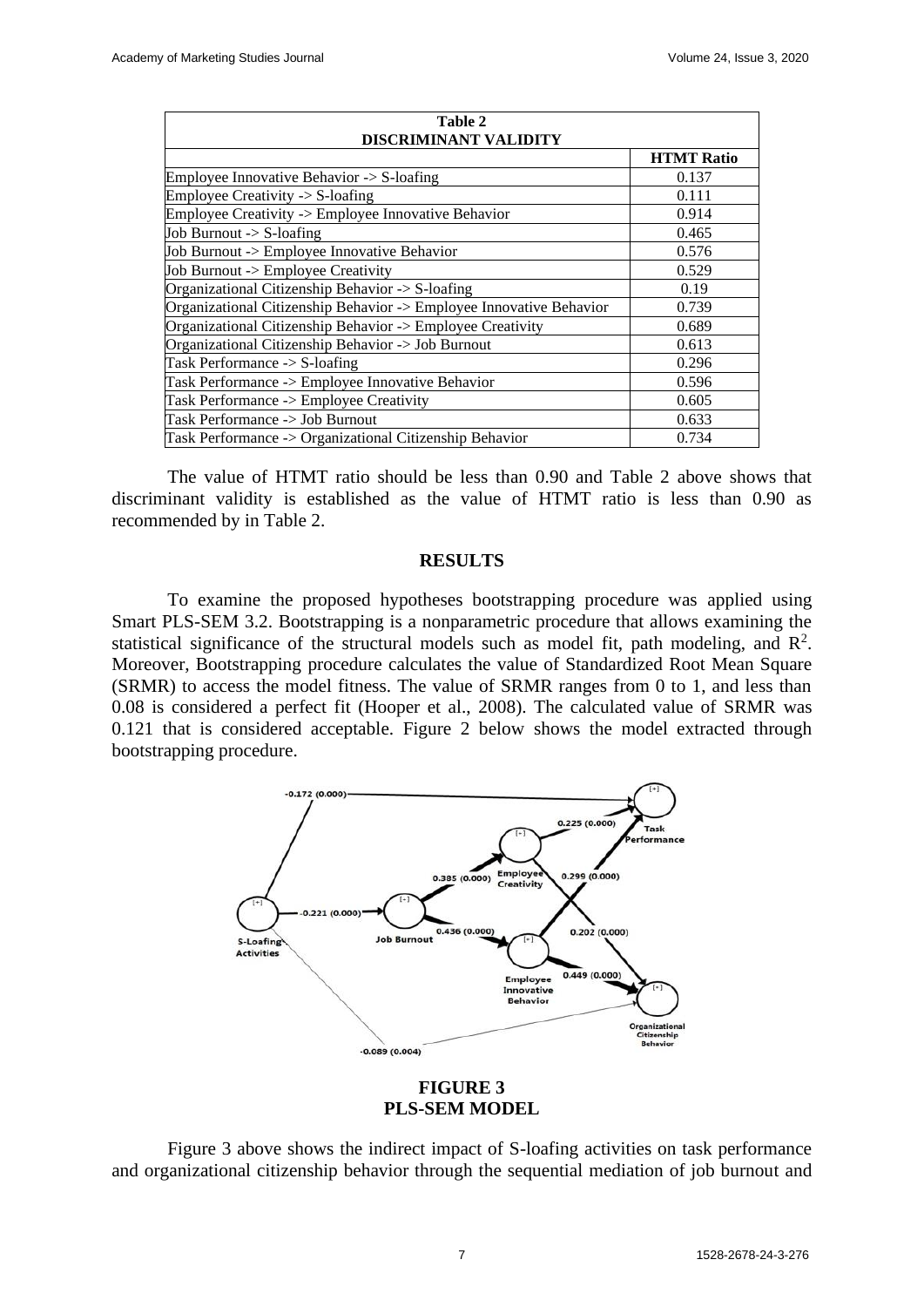| Table 2 DISCRIMINANT VALIDITY | |
|---|---|
| | **HTMT Ratio** |
| Employee Innovative Behavior -> S-loafing | 0.137 |
| Employee Creativity -> S-loafing | 0.111 |
| Employee Creativity -> Employee Innovative Behavior | 0.914 |
| Job Burnout -> S-loafing | 0.465 |
| Job Burnout -> Employee Innovative Behavior | 0.576 |
| Job Burnout -> Employee Creativity | 0.529 |
| Organizational Citizenship Behavior -> S-loafing | 0.19 |
| Organizational Citizenship Behavior -> Employee Innovative Behavior | 0.739 |
| Organizational Citizenship Behavior -> Employee Creativity | 0.689 |
| Organizational Citizenship Behavior -> Job Burnout | 0.613 |
| Task Performance -> S-loafing | 0.296 |
| Task Performance -> Employee Innovative Behavior | 0.596 |
| Task Performance -> Employee Creativity | 0.605 |
| Task Performance -> Job Burnout | 0.633 |
| Task Performance -> Organizational Citizenship Behavior | 0.734 |

The value of HTMT ratio should be less than 0.90 and Table 2 above shows that discriminant validity is established as the value of HTMT ratio is less than 0.90 as recommended by in Table 2.

## RESULTS

To examine the proposed hypotheses bootstrapping procedure was applied using Smart PLS-SEM 3.2. Bootstrapping is a nonparametric procedure that allows examining the statistical significance of the structural models such as model fit, path modeling, and $R^2$. Moreover, Bootstrapping procedure calculates the value of Standardized Root Mean Square (SRMR) to access the model fitness. The value of SRMR ranges from 0 to 1, and less than 0.08 is considered a perfect fit (Hooper et al., 2008). The calculated value of SRMR was 0.121 that is considered acceptable. Figure 2 below shows the model extracted through bootstrapping procedure.

**FIGURE 3**
**PLS-SEM MODEL**

Figure 3 above shows the indirect impact of S-loafing activities on task performance and organizational citizenship behavior through the sequential mediation of job burnout and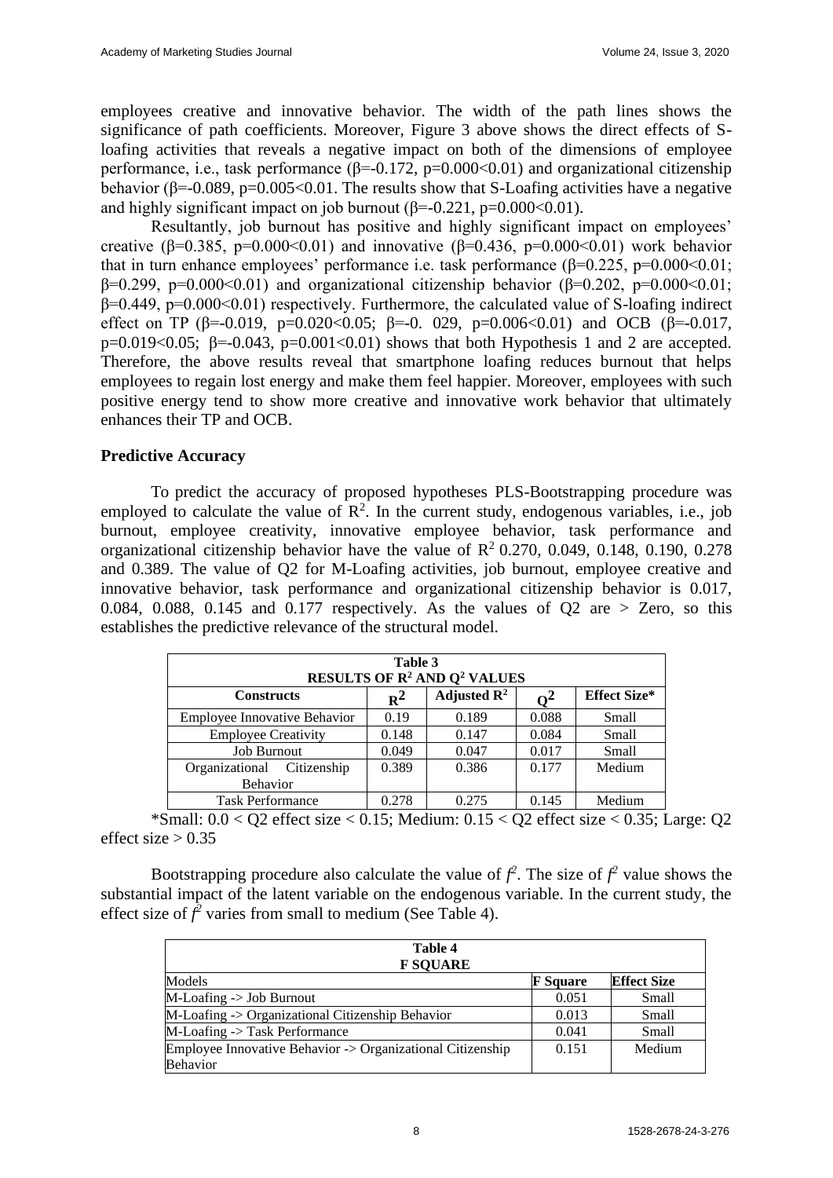employees creative and innovative behavior. The width of the path lines shows the significance of path coefficients. Moreover, Figure 3 above shows the direct effects of S-loafing activities that reveals a negative impact on both of the dimensions of employee performance, i.e., task performance (β=-0.172, p=0.000<0.01) and organizational citizenship behavior (β=-0.089, p=0.005<0.01. The results show that S-Loafing activities have a negative and highly significant impact on job burnout (β=-0.221, p=0.000<0.01).

Resultantly, job burnout has positive and highly significant impact on employees' creative (β=0.385, p=0.000<0.01) and innovative (β=0.436, p=0.000<0.01) work behavior that in turn enhance employees' performance i.e. task performance (β=0.225, p=0.000<0.01; β=0.299, p=0.000<0.01) and organizational citizenship behavior (β=0.202, p=0.000<0.01; β=0.449, p=0.000<0.01) respectively. Furthermore, the calculated value of S-loafing indirect effect on TP (β=-0.019, p=0.020<0.05; β=-0. 029, p=0.006<0.01) and OCB (β=-0.017, p=0.019<0.05; β=-0.043, p=0.001<0.01) shows that both Hypothesis 1 and 2 are accepted. Therefore, the above results reveal that smartphone loafing reduces burnout that helps employees to regain lost energy and make them feel happier. Moreover, employees with such positive energy tend to show more creative and innovative work behavior that ultimately enhances their TP and OCB.

### Predictive Accuracy

To predict the accuracy of proposed hypotheses PLS-Bootstrapping procedure was employed to calculate the value of $R^2$. In the current study, endogenous variables, i.e., job burnout, employee creativity, innovative employee behavior, task performance and organizational citizenship behavior have the value of $R^2$ 0.270, 0.049, 0.148, 0.190, 0.278 and 0.389. The value of Q2 for M-Loafing activities, job burnout, employee creative and innovative behavior, task performance and organizational citizenship behavior is 0.017, 0.084, 0.088, 0.145 and 0.177 respectively. As the values of Q2 are > Zero, so this establishes the predictive relevance of the structural model.

**Table 3**
**RESULTS OF $R^2$ AND $Q^2$ VALUES**

| Constructs | $R^2$ | Adjusted $R^2$ | $Q^2$ | Effect Size* |
|---|---|---|---|---|
| Employee Innovative Behavior | 0.19 | 0.189 | 0.088 | Small |
| Employee Creativity | 0.148 | 0.147 | 0.084 | Small |
| Job Burnout | 0.049 | 0.047 | 0.017 | Small |
| Organizational Citizenship Behavior | 0.389 | 0.386 | 0.177 | Medium |
| Task Performance | 0.278 | 0.275 | 0.145 | Medium |

*Small: 0.0 < Q2 effect size < 0.15; Medium: 0.15 < Q2 effect size < 0.35; Large: Q2 effect size > 0.35

Bootstrapping procedure also calculate the value of $f^2$. The size of $f^2$ value shows the substantial impact of the latent variable on the endogenous variable. In the current study, the effect size of $f^2$ varies from small to medium (See Table 4).

**Table 4**
**F SQUARE**

| Models | F Square | Effect Size |
|---|---|---|
| M-Loafing -> Job Burnout | 0.051 | Small |
| M-Loafing -> Organizational Citizenship Behavior | 0.013 | Small |
| M-Loafing -> Task Performance | 0.041 | Small |
| Employee Innovative Behavior -> Organizational Citizenship Behavior | 0.151 | Medium |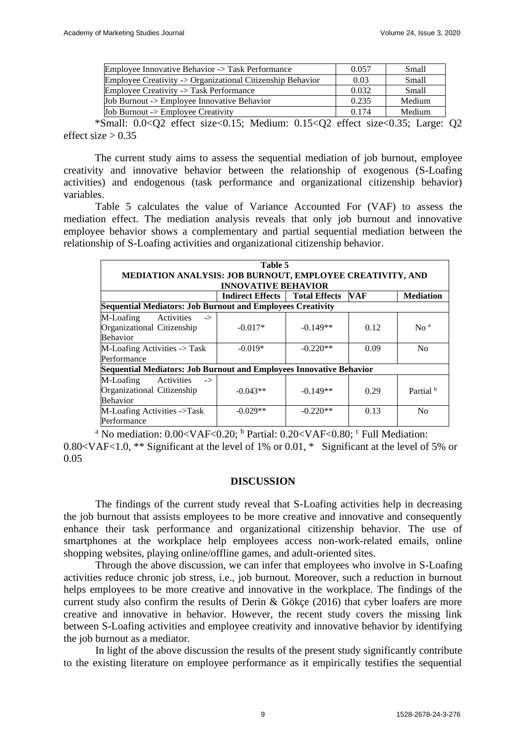| Employee Innovative Behavior -> Task Performance | 0.057 | Small |
|---|---|---|
| Employee Creativity -> Organizational Citizenship Behavior | 0.03 | Small |
| Employee Creativity -> Task Performance | 0.032 | Small |
| Job Burnout -> Employee Innovative Behavior | 0.235 | Medium |
| Job Burnout -> Employee Creativity | 0.174 | Medium |

*Small: 0.0<Q2 effect size<0.15; Medium: 0.15<Q2 effect size<0.35; Large: Q2 effect size > 0.35

The current study aims to assess the sequential mediation of job burnout, employee creativity and innovative behavior between the relationship of exogenous (S-Loafing activities) and endogenous (task performance and organizational citizenship behavior) variables.

Table 5 calculates the value of Variance Accounted For (VAF) to assess the mediation effect. The mediation analysis reveals that only job burnout and innovative employee behavior shows a complementary and partial sequential mediation between the relationship of S-Loafing activities and organizational citizenship behavior.

**Table 5**
**MEDIATION ANALYSIS: JOB BURNOUT, EMPLOYEE CREATIVITY, AND INNOVATIVE BEHAVIOR**

| | Indirect Effects | Total Effects | VAF | Mediation |
|---|---|---|---|---|
| **Sequential Mediators: Job Burnout and Employees Creativity** | | | | |
| M-Loafing Activities -> Organizational Citizenship Behavior | -0.017* | -0.149** | 0.12 | No [a] |
| M-Loafing Activities -> Task Performance | -0.019* | -0.220** | 0.09 | No |
| **Sequential Mediators: Job Burnout and Employees Innovative Behavior** | | | | |
| M-Loafing Activities -> Organizational Citizenship Behavior | -0.043** | -0.149** | 0.29 | Partial [b] |
| M-Loafing Activities ->Task Performance | -0.029** | -0.220** | 0.13 | No |

[a] No mediation: 0.00<VAF<0.20; [b] Partial: 0.20<VAF<0.80; [c] Full Mediation: 0.80<VAF<1.0, ** Significant at the level of 1% or 0.01, * Significant at the level of 5% or 0.05

## DISCUSSION

The findings of the current study reveal that S-Loafing activities help in decreasing the job burnout that assists employees to be more creative and innovative and consequently enhance their task performance and organizational citizenship behavior. The use of smartphones at the workplace help employees access non-work-related emails, online shopping websites, playing online/offline games, and adult-oriented sites.

Through the above discussion, we can infer that employees who involve in S-Loafing activities reduce chronic job stress, i.e., job burnout. Moreover, such a reduction in burnout helps employees to be more creative and innovative in the workplace. The findings of the current study also confirm the results of Derin & Gökçe (2016) that cyber loafers are more creative and innovative in behavior. However, the recent study covers the missing link between S-Loafing activities and employee creativity and innovative behavior by identifying the job burnout as a mediator.

In light of the above discussion the results of the present study significantly contribute to the existing literature on employee performance as it empirically testifies the sequential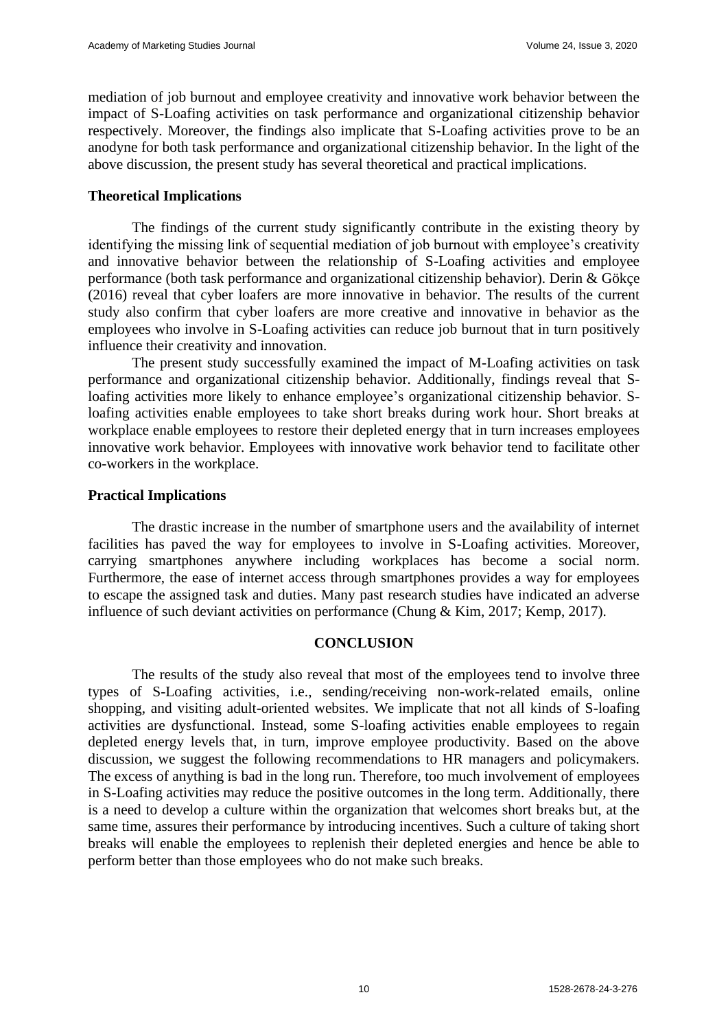mediation of job burnout and employee creativity and innovative work behavior between the impact of S-Loafing activities on task performance and organizational citizenship behavior respectively. Moreover, the findings also implicate that S-Loafing activities prove to be an anodyne for both task performance and organizational citizenship behavior. In the light of the above discussion, the present study has several theoretical and practical implications.

### Theoretical Implications

The findings of the current study significantly contribute in the existing theory by identifying the missing link of sequential mediation of job burnout with employee's creativity and innovative behavior between the relationship of S-Loafing activities and employee performance (both task performance and organizational citizenship behavior). Derin & Gökçe (2016) reveal that cyber loafers are more innovative in behavior. The results of the current study also confirm that cyber loafers are more creative and innovative in behavior as the employees who involve in S-Loafing activities can reduce job burnout that in turn positively influence their creativity and innovation.

The present study successfully examined the impact of M-Loafing activities on task performance and organizational citizenship behavior. Additionally, findings reveal that S-loafing activities more likely to enhance employee's organizational citizenship behavior. S-loafing activities enable employees to take short breaks during work hour. Short breaks at workplace enable employees to restore their depleted energy that in turn increases employees innovative work behavior. Employees with innovative work behavior tend to facilitate other co-workers in the workplace.

### Practical Implications

The drastic increase in the number of smartphone users and the availability of internet facilities has paved the way for employees to involve in S-Loafing activities. Moreover, carrying smartphones anywhere including workplaces has become a social norm. Furthermore, the ease of internet access through smartphones provides a way for employees to escape the assigned task and duties. Many past research studies have indicated an adverse influence of such deviant activities on performance (Chung & Kim, 2017; Kemp, 2017).

## CONCLUSION

The results of the study also reveal that most of the employees tend to involve three types of S-Loafing activities, i.e., sending/receiving non-work-related emails, online shopping, and visiting adult-oriented websites. We implicate that not all kinds of S-loafing activities are dysfunctional. Instead, some S-loafing activities enable employees to regain depleted energy levels that, in turn, improve employee productivity. Based on the above discussion, we suggest the following recommendations to HR managers and policymakers. The excess of anything is bad in the long run. Therefore, too much involvement of employees in S-Loafing activities may reduce the positive outcomes in the long term. Additionally, there is a need to develop a culture within the organization that welcomes short breaks but, at the same time, assures their performance by introducing incentives. Such a culture of taking short breaks will enable the employees to replenish their depleted energies and hence be able to perform better than those employees who do not make such breaks.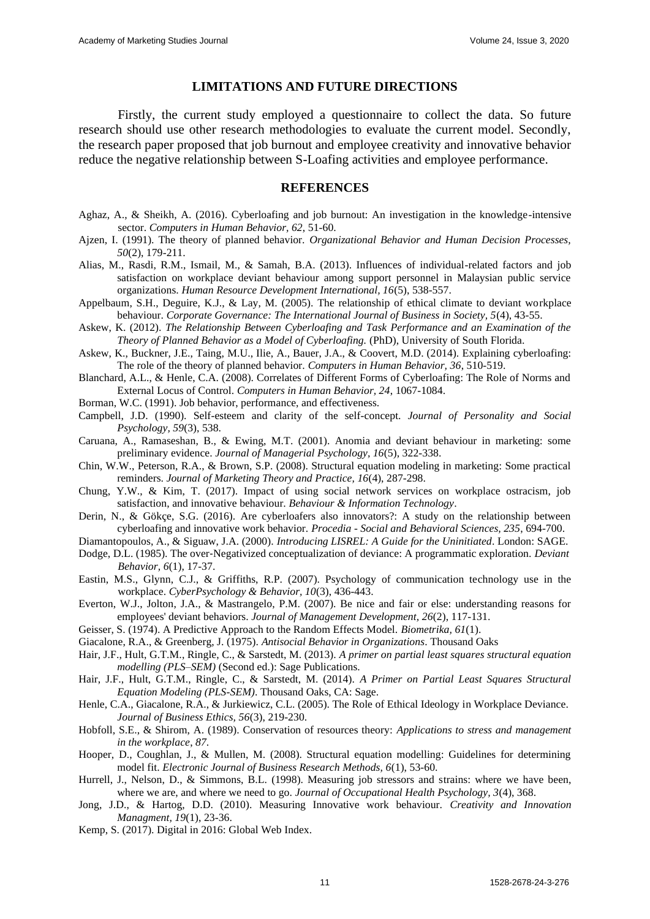## LIMITATIONS AND FUTURE DIRECTIONS

Firstly, the current study employed a questionnaire to collect the data. So future research should use other research methodologies to evaluate the current model. Secondly, the research paper proposed that job burnout and employee creativity and innovative behavior reduce the negative relationship between S-Loafing activities and employee performance.

## REFERENCES

Aghaz, A., & Sheikh, A. (2016). Cyberloafing and job burnout: An investigation in the knowledge-intensive sector. *Computers in Human Behavior, 62*, 51-60.

Ajzen, I. (1991). The theory of planned behavior. *Organizational Behavior and Human Decision Processes, 50*(2), 179-211.

Alias, M., Rasdi, R.M., Ismail, M., & Samah, B.A. (2013). Influences of individual-related factors and job satisfaction on workplace deviant behaviour among support personnel in Malaysian public service organizations. *Human Resource Development International, 16*(5), 538-557.

Appelbaum, S.H., Deguire, K.J., & Lay, M. (2005). The relationship of ethical climate to deviant workplace behaviour. *Corporate Governance: The International Journal of Business in Society, 5*(4), 43-55.

Askew, K. (2012). *The Relationship Between Cyberloafing and Task Performance and an Examination of the Theory of Planned Behavior as a Model of Cyberloafing.* (PhD), University of South Florida.

Askew, K., Buckner, J.E., Taing, M.U., Ilie, A., Bauer, J.A., & Coovert, M.D. (2014). Explaining cyberloafing: The role of the theory of planned behavior. *Computers in Human Behavior, 36*, 510-519.

Blanchard, A.L., & Henle, C.A. (2008). Correlates of Different Forms of Cyberloafing: The Role of Norms and External Locus of Control. *Computers in Human Behavior, 24*, 1067-1084.

Borman, W.C. (1991). Job behavior, performance, and effectiveness.

Campbell, J.D. (1990). Self-esteem and clarity of the self-concept. *Journal of Personality and Social Psychology, 59*(3), 538.

Caruana, A., Ramaseshan, B., & Ewing, M.T. (2001). Anomia and deviant behaviour in marketing: some preliminary evidence. *Journal of Managerial Psychology, 16*(5), 322-338.

Chin, W.W., Peterson, R.A., & Brown, S.P. (2008). Structural equation modeling in marketing: Some practical reminders. *Journal of Marketing Theory and Practice, 16*(4), 287-298.

Chung, Y.W., & Kim, T. (2017). Impact of using social network services on workplace ostracism, job satisfaction, and innovative behaviour. *Behaviour & Information Technology*.

Derin, N., & Gökçe, S.G. (2016). Are cyberloafers also innovators?: A study on the relationship between cyberloafing and innovative work behavior. *Procedia - Social and Behavioral Sciences, 235*, 694-700.

Diamantopoulos, A., & Siguaw, J.A. (2000). *Introducing LISREL: A Guide for the Uninitiated*. London: SAGE.

Dodge, D.L. (1985). The over-Negativized conceptualization of deviance: A programmatic exploration. *Deviant Behavior, 6*(1), 17-37.

Eastin, M.S., Glynn, C.J., & Griffiths, R.P. (2007). Psychology of communication technology use in the workplace. *CyberPsychology & Behavior, 10*(3), 436-443.

Everton, W.J., Jolton, J.A., & Mastrangelo, P.M. (2007). Be nice and fair or else: understanding reasons for employees' deviant behaviors. *Journal of Management Development, 26*(2), 117-131.

Geisser, S. (1974). A Predictive Approach to the Random Effects Model. *Biometrika, 61*(1).

Giacalone, R.A., & Greenberg, J. (1975). *Antisocial Behavior in Organizations*. Thousand Oaks

Hair, J.F., Hult, G.T.M., Ringle, C., & Sarstedt, M. (2013). *A primer on partial least squares structural equation modelling (PLS–SEM)* (Second ed.): Sage Publications.

Hair, J.F., Hult, G.T.M., Ringle, C., & Sarstedt, M. (2014). *A Primer on Partial Least Squares Structural Equation Modeling (PLS-SEM)*. Thousand Oaks, CA: Sage.

Henle, C.A., Giacalone, R.A., & Jurkiewicz, C.L. (2005). The Role of Ethical Ideology in Workplace Deviance. *Journal of Business Ethics, 56*(3), 219-230.

Hobfoll, S.E., & Shirom, A. (1989). Conservation of resources theory: *Applications to stress and management in the workplace, 87*.

Hooper, D., Coughlan, J., & Mullen, M. (2008). Structural equation modelling: Guidelines for determining model fit. *Electronic Journal of Business Research Methods, 6*(1), 53-60.

Hurrell, J., Nelson, D., & Simmons, B.L. (1998). Measuring job stressors and strains: where we have been, where we are, and where we need to go. *Journal of Occupational Health Psychology, 3*(4), 368.

Jong, J.D., & Hartog, D.D. (2010). Measuring Innovative work behaviour. *Creativity and Innovation Managment, 19*(1), 23-36.

Kemp, S. (2017). Digital in 2016: Global Web Index.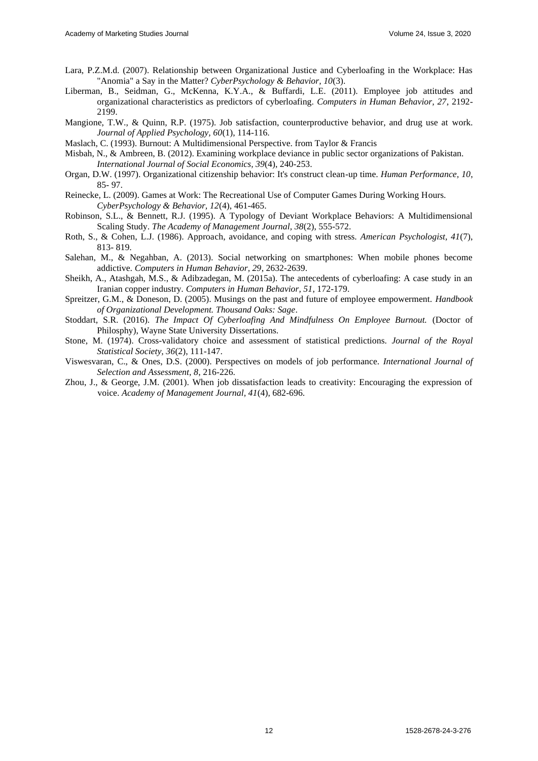Lara, P.Z.M.d. (2007). Relationship between Organizational Justice and Cyberloafing in the Workplace: Has "Anomia" a Say in the Matter? *CyberPsychology & Behavior, 10*(3).

Liberman, B., Seidman, G., McKenna, K.Y.A., & Buffardi, L.E. (2011). Employee job attitudes and organizational characteristics as predictors of cyberloafing. *Computers in Human Behavior, 27*, 2192-2199.

Mangione, T.W., & Quinn, R.P. (1975). Job satisfaction, counterproductive behavior, and drug use at work. *Journal of Applied Psychology, 60*(1), 114-116.

Maslach, C. (1993). Burnout: A Multidimensional Perspective. from Taylor & Francis

Misbah, N., & Ambreen, B. (2012). Examining workplace deviance in public sector organizations of Pakistan. *International Journal of Social Economics, 39*(4), 240-253.

Organ, D.W. (1997). Organizational citizenship behavior: It's construct clean-up time. *Human Performance, 10*, 85- 97.

Reinecke, L. (2009). Games at Work: The Recreational Use of Computer Games During Working Hours. *CyberPsychology & Behavior, 12*(4), 461-465.

Robinson, S.L., & Bennett, R.J. (1995). A Typology of Deviant Workplace Behaviors: A Multidimensional Scaling Study. *The Academy of Management Journal, 38*(2), 555-572.

Roth, S., & Cohen, L.J. (1986). Approach, avoidance, and coping with stress. *American Psychologist, 41*(7), 813- 819.

Salehan, M., & Negahban, A. (2013). Social networking on smartphones: When mobile phones become addictive. *Computers in Human Behavior, 29*, 2632-2639.

Sheikh, A., Atashgah, M.S., & Adibzadegan, M. (2015a). The antecedents of cyberloafing: A case study in an Iranian copper industry. *Computers in Human Behavior, 51*, 172-179.

Spreitzer, G.M., & Doneson, D. (2005). Musings on the past and future of employee empowerment. *Handbook of Organizational Development. Thousand Oaks: Sage*.

Stoddart, S.R. (2016). *The Impact Of Cyberloafing And Mindfulness On Employee Burnout.* (Doctor of Philosphy), Wayne State University Dissertations.

Stone, M. (1974). Cross-validatory choice and assessment of statistical predictions. *Journal of the Royal Statistical Society, 36*(2), 111-147.

Viswesvaran, C., & Ones, D.S. (2000). Perspectives on models of job performance. *International Journal of Selection and Assessment, 8*, 216-226.

Zhou, J., & George, J.M. (2001). When job dissatisfaction leads to creativity: Encouraging the expression of voice. *Academy of Management Journal, 41*(4), 682-696.